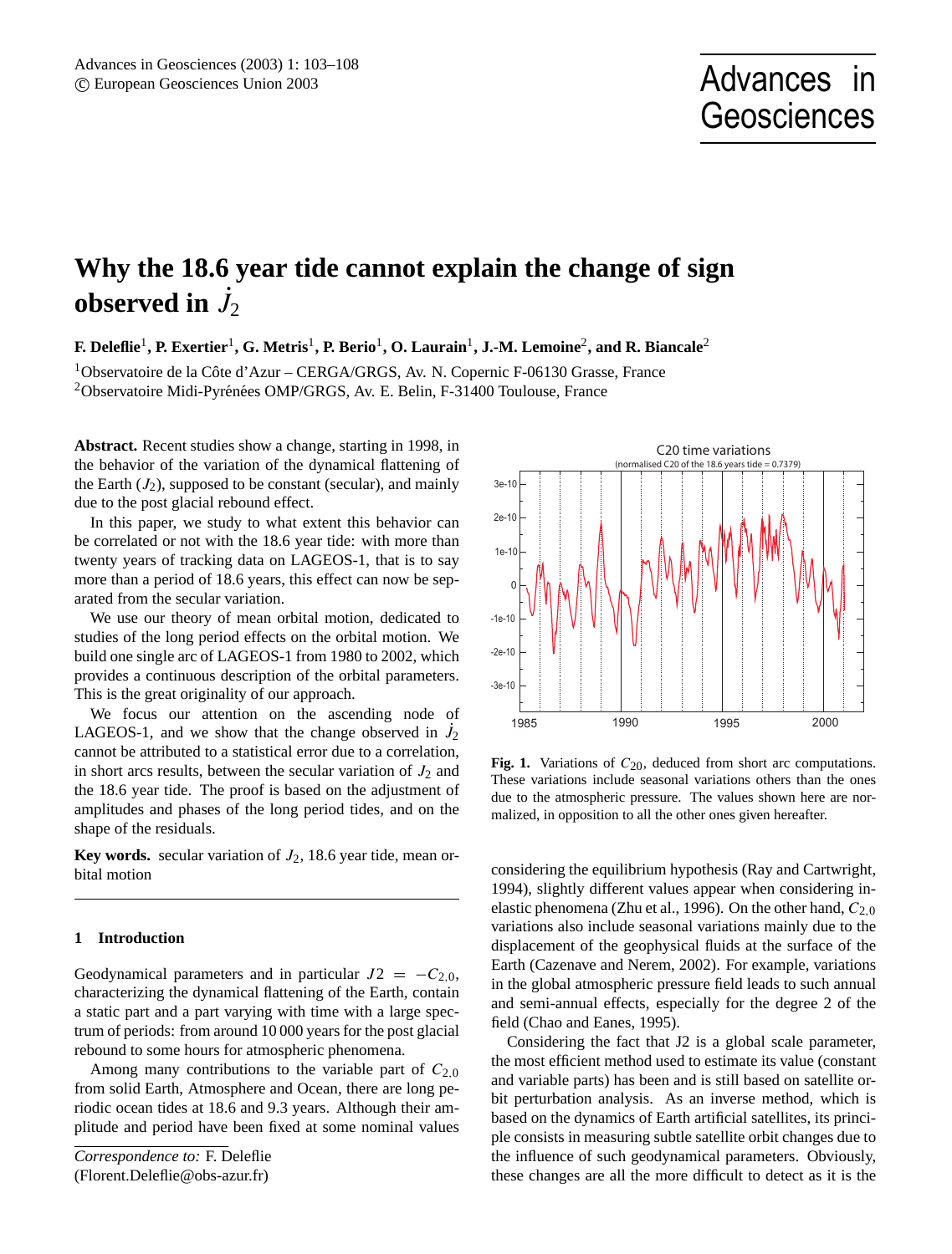# Why the 18.6 year tide cannot explain the change of sign observed in $\dot{J}_2$

**F. Deleflie**[1], **P. Exertier**[1], **G. Metris**[1], **P. Berio**[1], **O. Laurain**[1], **J.-M. Lemoine**[2], **and R. Biancale**[2]

[1]Observatoire de la Côte d'Azur – CERGA/GRGS, Av. N. Copernic F-06130 Grasse, France
[2]Observatoire Midi-Pyrénées OMP/GRGS, Av. E. Belin, F-31400 Toulouse, France

**Abstract.** Recent studies show a change, starting in 1998, in the behavior of the variation of the dynamical flattening of the Earth ($J_2$), supposed to be constant (secular), and mainly due to the post glacial rebound effect.

In this paper, we study to what extent this behavior can be correlated or not with the 18.6 year tide: with more than twenty years of tracking data on LAGEOS-1, that is to say more than a period of 18.6 years, this effect can now be separated from the secular variation.

We use our theory of mean orbital motion, dedicated to studies of the long period effects on the orbital motion. We build one single arc of LAGEOS-1 from 1980 to 2002, which provides a continuous description of the orbital parameters. This is the great originality of our approach.

We focus our attention on the ascending node of LAGEOS-1, and we show that the change observed in $\dot{J}_2$ cannot be attributed to a statistical error due to a correlation, in short arcs results, between the secular variation of $J_2$ and the 18.6 year tide. The proof is based on the adjustment of amplitudes and phases of the long period tides, and on the shape of the residuals.

**Key words.** secular variation of $J_2$, 18.6 year tide, mean orbital motion

## 1 Introduction

Geodynamical parameters and in particular $J2 = -C_{2,0}$, characterizing the dynamical flattening of the Earth, contain a static part and a part varying with time with a large spectrum of periods: from around 10 000 years for the post glacial rebound to some hours for atmospheric phenomena.

Among many contributions to the variable part of $C_{2,0}$ from solid Earth, Atmosphere and Ocean, there are long periodic ocean tides at 18.6 and 9.3 years. Although their amplitude and period have been fixed at some nominal values considering the equilibrium hypothesis (Ray and Cartwright, 1994), slightly different values appear when considering inelastic phenomena (Zhu et al., 1996). On the other hand, $C_{2,0}$ variations also include seasonal variations mainly due to the displacement of the geophysical fluids at the surface of the Earth (Cazenave and Nerem, 2002). For example, variations in the global atmospheric pressure field leads to such annual and semi-annual effects, especially for the degree 2 of the field (Chao and Eanes, 1995).

Considering the fact that J2 is a global scale parameter, the most efficient method used to estimate its value (constant and variable parts) has been and is still based on satellite orbit perturbation analysis. As an inverse method, which is based on the dynamics of Earth artificial satellites, its principle consists in measuring subtle satellite orbit changes due to the influence of such geodynamical parameters. Obviously, these changes are all the more difficult to detect as it is the

**Fig. 1.** Variations of $C_{20}$, deduced from short arc computations. These variations include seasonal variations others than the ones due to the atmospheric pressure. The values shown here are normalized, in opposition to all the other ones given hereafter.

*Correspondence to:* F. Deleflie
(Florent.Deleflie@obs-azur.fr)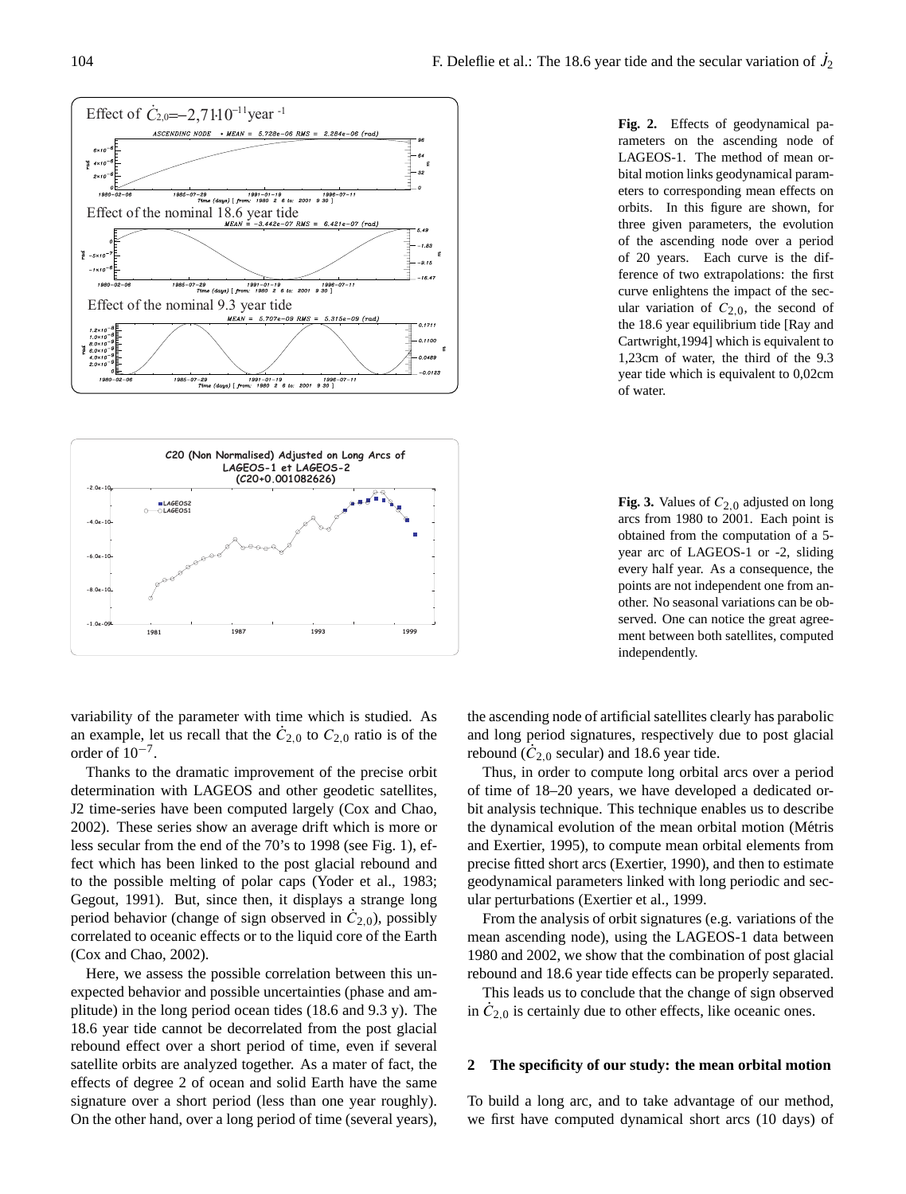**Fig. 2.** Effects of geodynamical parameters on the ascending node of LAGEOS-1. The method of mean orbital motion links geodynamical parameters to corresponding mean effects on orbits. In this figure are shown, for three given parameters, the evolution of the ascending node over a period of 20 years. Each curve is the difference of two extrapolations: the first curve enlightens the impact of the secular variation of $C_{2,0}$, the second of the 18.6 year equilibrium tide [Ray and Cartwright,1994] which is equivalent to 1,23cm of water, the third of the 9.3 year tide which is equivalent to 0,02cm of water.

**Fig. 3.** Values of $C_{2,0}$ adjusted on long arcs from 1980 to 2001. Each point is obtained from the computation of a 5-year arc of LAGEOS-1 or -2, sliding every half year. As a consequence, the points are not independent one from another. No seasonal variations can be observed. One can notice the great agreement between both satellites, computed independently.

variability of the parameter with time which is studied. As an example, let us recall that the $\dot{C}_{2,0}$ to $C_{2,0}$ ratio is of the order of $10^{-7}$.

Thanks to the dramatic improvement of the precise orbit determination with LAGEOS and other geodetic satellites, J2 time-series have been computed largely (Cox and Chao, 2002). These series show an average drift which is more or less secular from the end of the 70's to 1998 (see Fig. 1), effect which has been linked to the post glacial rebound and to the possible melting of polar caps (Yoder et al., 1983; Gegout, 1991). But, since then, it displays a strange long period behavior (change of sign observed in $\dot{C}_{2,0}$), possibly correlated to oceanic effects or to the liquid core of the Earth (Cox and Chao, 2002).

Here, we assess the possible correlation between this unexpected behavior and possible uncertainties (phase and amplitude) in the long period ocean tides (18.6 and 9.3 y). The 18.6 year tide cannot be decorrelated from the post glacial rebound effect over a short period of time, even if several satellite orbits are analyzed together. As a mater of fact, the effects of degree 2 of ocean and solid Earth have the same signature over a short period (less than one year roughly). On the other hand, over a long period of time (several years), the ascending node of artificial satellites clearly has parabolic and long period signatures, respectively due to post glacial rebound ($\dot{C}_{2,0}$ secular) and 18.6 year tide.

Thus, in order to compute long orbital arcs over a period of time of 18–20 years, we have developed a dedicated orbit analysis technique. This technique enables us to describe the dynamical evolution of the mean orbital motion (Métris and Exertier, 1995), to compute mean orbital elements from precise fitted short arcs (Exertier, 1990), and then to estimate geodynamical parameters linked with long periodic and secular perturbations (Exertier et al., 1999.

From the analysis of orbit signatures (e.g. variations of the mean ascending node), using the LAGEOS-1 data between 1980 and 2002, we show that the combination of post glacial rebound and 18.6 year tide effects can be properly separated.

This leads us to conclude that the change of sign observed in $\dot{C}_{2,0}$ is certainly due to other effects, like oceanic ones.

## 2 The specificity of our study: the mean orbital motion

To build a long arc, and to take advantage of our method, we first have computed dynamical short arcs (10 days) of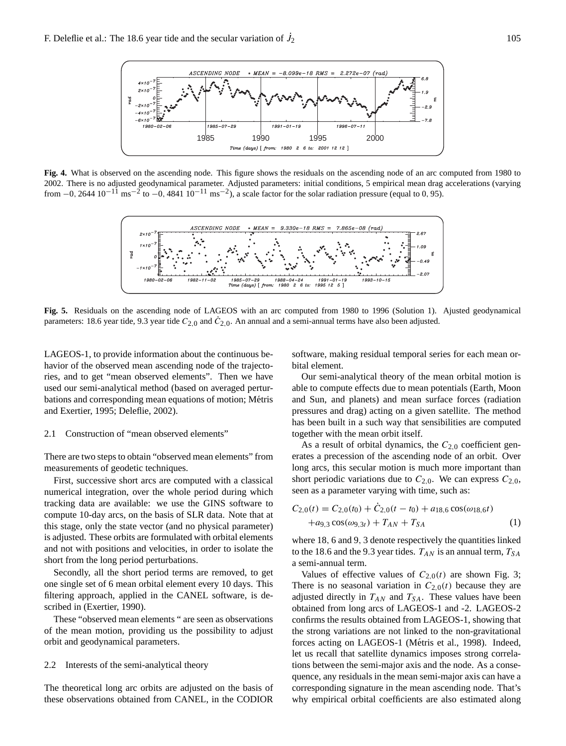**Fig. 4.** What is observed on the ascending node. This figure shows the residuals on the ascending node of an arc computed from 1980 to 2002. There is no adjusted geodynamical parameter. Adjusted parameters: initial conditions, 5 empirical mean drag accelerations (varying from $-0,2644\ 10^{-11}\ \mathrm{ms}^{-2}$ to $-0,4841\ 10^{-11}\ \mathrm{ms}^{-2}$), a scale factor for the solar radiation pressure (equal to 0, 95).

**Fig. 5.** Residuals on the ascending node of LAGEOS with an arc computed from 1980 to 1996 (Solution 1). Ajusted geodynamical parameters: 18.6 year tide, 9.3 year tide $C_{2,0}$ and $\dot{C}_{2,0}$. An annual and a semi-annual terms have also been adjusted.

LAGEOS-1, to provide information about the continuous behavior of the observed mean ascending node of the trajectories, and to get "mean observed elements". Then we have used our semi-analytical method (based on averaged perturbations and corresponding mean equations of motion; Métris and Exertier, 1995; Deleflie, 2002).

### 2.1 Construction of "mean observed elements"

There are two steps to obtain "observed mean elements" from measurements of geodetic techniques.

First, successive short arcs are computed with a classical numerical integration, over the whole period during which tracking data are available: we use the GINS software to compute 10-day arcs, on the basis of SLR data. Note that at this stage, only the state vector (and no physical parameter) is adjusted. These orbits are formulated with orbital elements and not with positions and velocities, in order to isolate the short from the long period perturbations.

Secondly, all the short period terms are removed, to get one single set of 6 mean orbital element every 10 days. This filtering approach, applied in the CANEL software, is described in (Exertier, 1990).

These "observed mean elements " are seen as observations of the mean motion, providing us the possibility to adjust orbit and geodynamical parameters.

### 2.2 Interests of the semi-analytical theory

The theoretical long arc orbits are adjusted on the basis of these observations obtained from CANEL, in the CODIOR software, making residual temporal series for each mean orbital element.

Our semi-analytical theory of the mean orbital motion is able to compute effects due to mean potentials (Earth, Moon and Sun, and planets) and mean surface forces (radiation pressures and drag) acting on a given satellite. The method has been built in a such way that sensibilities are computed together with the mean orbit itself.

As a result of orbital dynamics, the $C_{2,0}$ coefficient generates a precession of the ascending node of an orbit. Over long arcs, this secular motion is much more important than short periodic variations due to $C_{2,0}$. We can express $C_{2,0}$, seen as a parameter varying with time, such as:

$$C_{2,0}(t) = C_{2,0}(t_0) + \dot{C}_{2,0}(t - t_0) + a_{18,6}\cos(\omega_{18,6}t) + a_{9,3}\cos(\omega_{9,3t}) + T_{AN} + T_{SA} \quad (1)$$

where 18, 6 and 9, 3 denote respectively the quantities linked to the 18.6 and the 9.3 year tides. $T_{AN}$ is an annual term, $T_{SA}$ a semi-annual term.

Values of effective values of $C_{2,0}(t)$ are shown Fig. 3; There is no seasonal variation in $C_{2,0}(t)$ because they are adjusted directly in $T_{AN}$ and $T_{SA}$. These values have been obtained from long arcs of LAGEOS-1 and -2. LAGEOS-2 confirms the results obtained from LAGEOS-1, showing that the strong variations are not linked to the non-gravitational forces acting on LAGEOS-1 (Métris et al., 1998). Indeed, let us recall that satellite dynamics imposes strong correlations between the semi-major axis and the node. As a consequence, any residuals in the mean semi-major axis can have a corresponding signature in the mean ascending node. That's why empirical orbital coefficients are also estimated along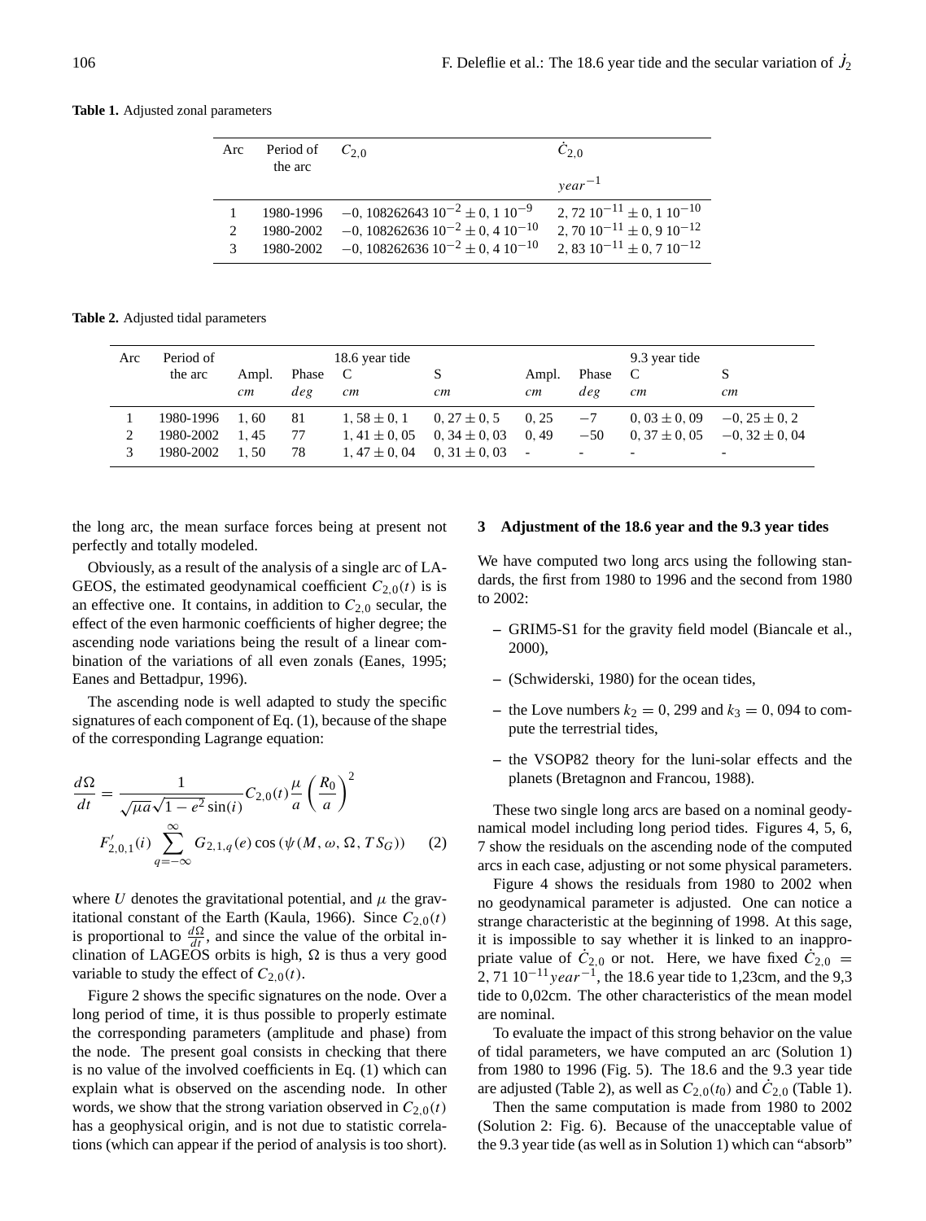**Table 1.** Adjusted zonal parameters

| Arc | Period of the arc | $C_{2,0}$ | $\dot{C}_{2,0}$ $year^{-1}$ |
|---|---|---|---|
| 1 | 1980-1996 | $-0,108262643\ 10^{-2} \pm 0,1\ 10^{-9}$ | $2,72\ 10^{-11} \pm 0,1\ 10^{-10}$ |
| 2 | 1980-2002 | $-0,108262636\ 10^{-2} \pm 0,4\ 10^{-10}$ | $2,70\ 10^{-11} \pm 0,9\ 10^{-12}$ |
| 3 | 1980-2002 | $-0,108262636\ 10^{-2} \pm 0,4\ 10^{-10}$ | $2,83\ 10^{-11} \pm 0,7\ 10^{-12}$ |

**Table 2.** Adjusted tidal parameters

| Arc | Period of the arc | 18.6 year tide | | | | 9.3 year tide | | | |
|---|---|---|---|---|---|---|---|---|---|
| | | Ampl. *cm* | Phase *deg* | C *cm* | S *cm* | Ampl. *cm* | Phase *deg* | C *cm* | S *cm* |
| 1 | 1980-1996 | 1, 60 | 81 | $1,58 \pm 0,1$ | $0,27 \pm 0,5$ | 0, 25 | $-7$ | $0,03 \pm 0,09$ | $-0,25 \pm 0,2$ |
| 2 | 1980-2002 | 1, 45 | 77 | $1,41 \pm 0,05$ | $0,34 \pm 0,03$ | 0, 49 | $-50$ | $0,37 \pm 0,05$ | $-0,32 \pm 0,04$ |
| 3 | 1980-2002 | 1, 50 | 78 | $1,47 \pm 0,04$ | $0,31 \pm 0,03$ | - | - | - | - |

the long arc, the mean surface forces being at present not perfectly and totally modeled.

Obviously, as a result of the analysis of a single arc of LAGEOS, the estimated geodynamical coefficient $C_{2,0}(t)$ is is an effective one. It contains, in addition to $C_{2,0}$ secular, the effect of the even harmonic coefficients of higher degree; the ascending node variations being the result of a linear combination of the variations of all even zonals (Eanes, 1995; Eanes and Bettadpur, 1996).

The ascending node is well adapted to study the specific signatures of each component of Eq. (1), because of the shape of the corresponding Lagrange equation:

$$\frac{d\Omega}{dt} = \frac{1}{\sqrt{\mu a}\sqrt{1-e^2}\sin(i)} C_{2,0}(t)\frac{\mu}{a}\left(\frac{R_0}{a}\right)^2 F'_{2,0,1}(i)\sum_{q=-\infty}^{\infty} G_{2,1,q}(e)\cos\left(\psi(M,\omega,\Omega,TS_G)\right) \quad (2)$$

where $U$ denotes the gravitational potential, and $\mu$ the gravitational constant of the Earth (Kaula, 1966). Since $C_{2,0}(t)$ is proportional to $\frac{d\Omega}{dt}$, and since the value of the orbital inclination of LAGEOS orbits is high, $\Omega$ is thus a very good variable to study the effect of $C_{2,0}(t)$.

Figure 2 shows the specific signatures on the node. Over a long period of time, it is thus possible to properly estimate the corresponding parameters (amplitude and phase) from the node. The present goal consists in checking that there is no value of the involved coefficients in Eq. (1) which can explain what is observed on the ascending node. In other words, we show that the strong variation observed in $C_{2,0}(t)$ has a geophysical origin, and is not due to statistic correlations (which can appear if the period of analysis is too short).

## 3 Adjustment of the 18.6 year and the 9.3 year tides

We have computed two long arcs using the following standards, the first from 1980 to 1996 and the second from 1980 to 2002:

- GRIM5-S1 for the gravity field model (Biancale et al., 2000),
- (Schwiderski, 1980) for the ocean tides,
- the Love numbers $k_2 = 0,299$ and $k_3 = 0,094$ to compute the terrestrial tides,
- the VSOP82 theory for the luni-solar effects and the planets (Bretagnon and Francou, 1988).

These two single long arcs are based on a nominal geodynamical model including long period tides. Figures 4, 5, 6, 7 show the residuals on the ascending node of the computed arcs in each case, adjusting or not some physical parameters.

Figure 4 shows the residuals from 1980 to 2002 when no geodynamical parameter is adjusted. One can notice a strange characteristic at the beginning of 1998. At this sage, it is impossible to say whether it is linked to an inappropriate value of $\dot{C}_{2,0}$ or not. Here, we have fixed $\dot{C}_{2,0} = 2,71\ 10^{-11} year^{-1}$, the 18.6 year tide to 1,23cm, and the 9,3 tide to 0,02cm. The other characteristics of the mean model are nominal.

To evaluate the impact of this strong behavior on the value of tidal parameters, we have computed an arc (Solution 1) from 1980 to 1996 (Fig. 5). The 18.6 and the 9.3 year tide are adjusted (Table 2), as well as $C_{2,0}(t_0)$ and $\dot{C}_{2,0}$ (Table 1).

Then the same computation is made from 1980 to 2002 (Solution 2: Fig. 6). Because of the unacceptable value of the 9.3 year tide (as well as in Solution 1) which can "absorb"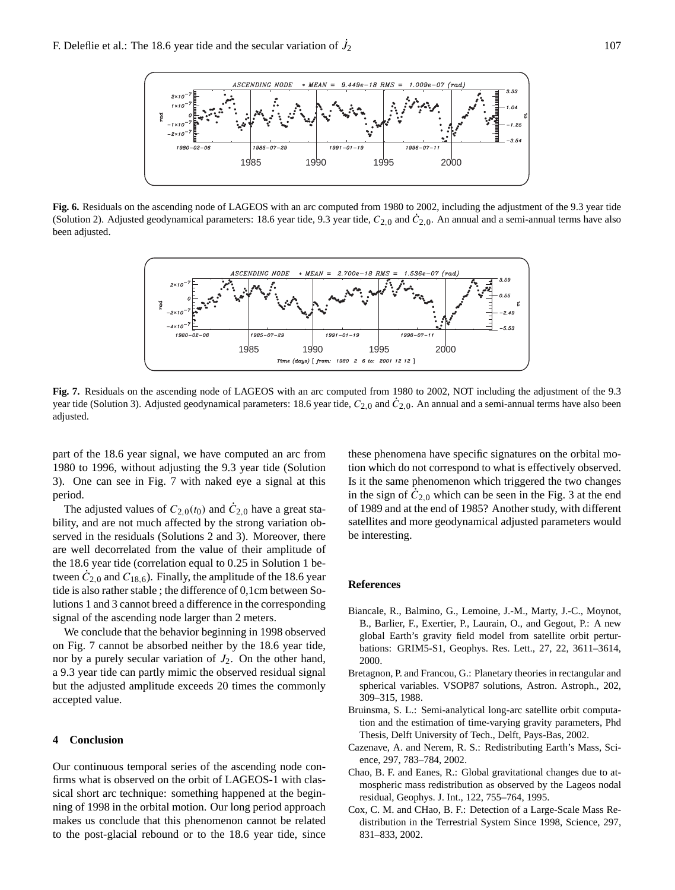**Fig. 6.** Residuals on the ascending node of LAGEOS with an arc computed from 1980 to 2002, including the adjustment of the 9.3 year tide (Solution 2). Adjusted geodynamical parameters: 18.6 year tide, 9.3 year tide, $C_{2,0}$ and $\dot{C}_{2,0}$. An annual and a semi-annual terms have also been adjusted.

**Fig. 7.** Residuals on the ascending node of LAGEOS with an arc computed from 1980 to 2002, NOT including the adjustment of the 9.3 year tide (Solution 3). Adjusted geodynamical parameters: 18.6 year tide, $C_{2,0}$ and $\dot{C}_{2,0}$. An annual and a semi-annual terms have also been adjusted.

part of the 18.6 year signal, we have computed an arc from 1980 to 1996, without adjusting the 9.3 year tide (Solution 3). One can see in Fig. 7 with naked eye a signal at this period.

The adjusted values of $C_{2,0}(t_0)$ and $\dot{C}_{2,0}$ have a great stability, and are not much affected by the strong variation observed in the residuals (Solutions 2 and 3). Moreover, there are well decorrelated from the value of their amplitude of the 18.6 year tide (correlation equal to 0.25 in Solution 1 between $\dot{C}_{2,0}$ and $C_{18.6}$). Finally, the amplitude of the 18.6 year tide is also rather stable ; the difference of 0,1cm between Solutions 1 and 3 cannot breed a difference in the corresponding signal of the ascending node larger than 2 meters.

We conclude that the behavior beginning in 1998 observed on Fig. 7 cannot be absorbed neither by the 18.6 year tide, nor by a purely secular variation of $J_2$. On the other hand, a 9.3 year tide can partly mimic the observed residual signal but the adjusted amplitude exceeds 20 times the commonly accepted value.

## 4 Conclusion

Our continuous temporal series of the ascending node confirms what is observed on the orbit of LAGEOS-1 with classical short arc technique: something happened at the beginning of 1998 in the orbital motion. Our long period approach makes us conclude that this phenomenon cannot be related to the post-glacial rebound or to the 18.6 year tide, since these phenomena have specific signatures on the orbital motion which do not correspond to what is effectively observed. Is it the same phenomenon which triggered the two changes in the sign of $\dot{C}_{2,0}$ which can be seen in the Fig. 3 at the end of 1989 and at the end of 1985? Another study, with different satellites and more geodynamical adjusted parameters would be interesting.

## References

Biancale, R., Balmino, G., Lemoine, J.-M., Marty, J.-C., Moynot, B., Barlier, F., Exertier, P., Laurain, O., and Gegout, P.: A new global Earth's gravity field model from satellite orbit perturbations: GRIM5-S1, Geophys. Res. Lett., 27, 22, 3611–3614, 2000.

Bretagnon, P. and Francou, G.: Planetary theories in rectangular and spherical variables. VSOP87 solutions, Astron. Astroph., 202, 309–315, 1988.

Bruinsma, S. L.: Semi-analytical long-arc satellite orbit computation and the estimation of time-varying gravity parameters, Phd Thesis, Delft University of Tech., Delft, Pays-Bas, 2002.

Cazenave, A. and Nerem, R. S.: Redistributing Earth's Mass, Science, 297, 783–784, 2002.

Chao, B. F. and Eanes, R.: Global gravitational changes due to atmospheric mass redistribution as observed by the Lageos nodal residual, Geophys. J. Int., 122, 755–764, 1995.

Cox, C. M. and CHao, B. F.: Detection of a Large-Scale Mass Redistribution in the Terrestrial System Since 1998, Science, 297, 831–833, 2002.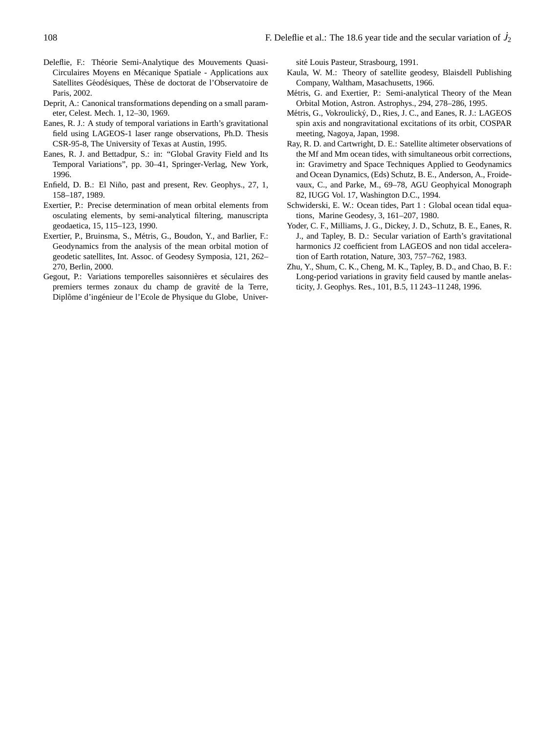Deleflie, F.: Théorie Semi-Analytique des Mouvements Quasi-Circulaires Moyens en Mécanique Spatiale - Applications aux Satellites Géodésiques, Thèse de doctorat de l'Observatoire de Paris, 2002.

Deprit, A.: Canonical transformations depending on a small parameter, Celest. Mech. 1, 12–30, 1969.

Eanes, R. J.: A study of temporal variations in Earth's gravitational field using LAGEOS-1 laser range observations, Ph.D. Thesis CSR-95-8, The University of Texas at Austin, 1995.

Eanes, R. J. and Bettadpur, S.: in: "Global Gravity Field and Its Temporal Variations", pp. 30–41, Springer-Verlag, New York, 1996.

Enfield, D. B.: El Niño, past and present, Rev. Geophys., 27, 1, 158–187, 1989.

Exertier, P.: Precise determination of mean orbital elements from osculating elements, by semi-analytical filtering, manuscripta geodaetica, 15, 115–123, 1990.

Exertier, P., Bruinsma, S., Métris, G., Boudon, Y., and Barlier, F.: Geodynamics from the analysis of the mean orbital motion of geodetic satellites, Int. Assoc. of Geodesy Symposia, 121, 262–270, Berlin, 2000.

Gegout, P.: Variations temporelles saisonnières et séculaires des premiers termes zonaux du champ de gravité de la Terre, Diplôme d'ingénieur de l'Ecole de Physique du Globe, Université Louis Pasteur, Strasbourg, 1991.

Kaula, W. M.: Theory of satellite geodesy, Blaisdell Publishing Company, Waltham, Masachusetts, 1966.

Métris, G. and Exertier, P.: Semi-analytical Theory of the Mean Orbital Motion, Astron. Astrophys., 294, 278–286, 1995.

Métris, G., Vokroulický, D., Ries, J. C., and Eanes, R. J.: LAGEOS spin axis and nongravitational excitations of its orbit, COSPAR meeting, Nagoya, Japan, 1998.

Ray, R. D. and Cartwright, D. E.: Satellite altimeter observations of the Mf and Mm ocean tides, with simultaneous orbit corrections, in: Gravimetry and Space Techniques Applied to Geodynamics and Ocean Dynamics, (Eds) Schutz, B. E., Anderson, A., Froidevaux, C., and Parke, M., 69–78, AGU Geophyical Monograph 82, IUGG Vol. 17, Washington D.C., 1994.

Schwiderski, E. W.: Ocean tides, Part 1 : Global ocean tidal equations, Marine Geodesy, 3, 161–207, 1980.

Yoder, C. F., Milliams, J. G., Dickey, J. D., Schutz, B. E., Eanes, R. J., and Tapley, B. D.: Secular variation of Earth's gravitational harmonics J2 coefficient from LAGEOS and non tidal acceleration of Earth rotation, Nature, 303, 757–762, 1983.

Zhu, Y., Shum, C. K., Cheng, M. K., Tapley, B. D., and Chao, B. F.: Long-period variations in gravity field caused by mantle anelasticity, J. Geophys. Res., 101, B.5, 11 243–11 248, 1996.